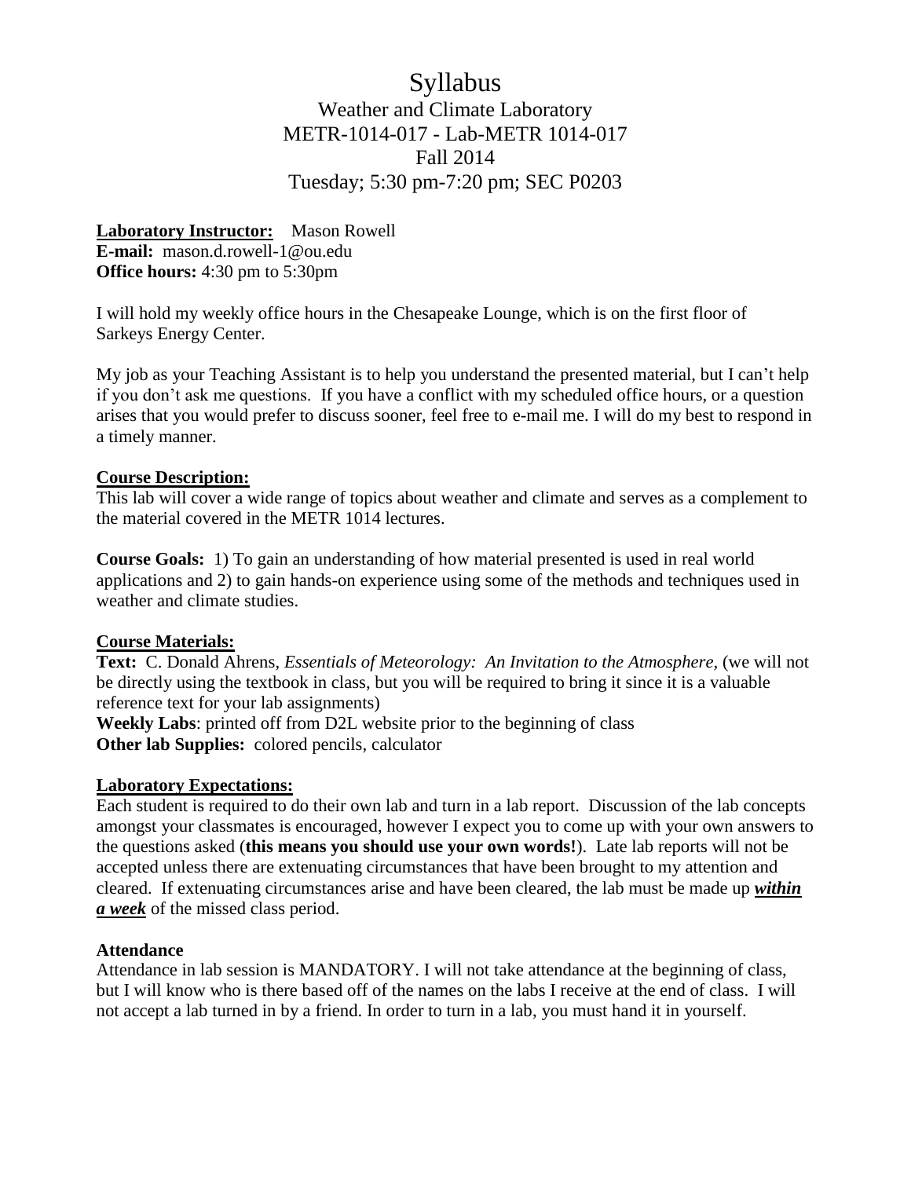# Syllabus

## Weather and Climate Laboratory
## METR-1014-017 - Lab-METR 1014-017
## Fall 2014
## Tuesday; 5:30 pm-7:20 pm; SEC P0203

**Laboratory Instructor:** Mason Rowell
**E-mail:** mason.d.rowell-1@ou.edu
**Office hours:** 4:30 pm to 5:30pm

I will hold my weekly office hours in the Chesapeake Lounge, which is on the first floor of Sarkeys Energy Center.

My job as your Teaching Assistant is to help you understand the presented material, but I can't help if you don't ask me questions. If you have a conflict with my scheduled office hours, or a question arises that you would prefer to discuss sooner, feel free to e-mail me. I will do my best to respond in a timely manner.

**Course Description:**
This lab will cover a wide range of topics about weather and climate and serves as a complement to the material covered in the METR 1014 lectures.

**Course Goals:** 1) To gain an understanding of how material presented is used in real world applications and 2) to gain hands-on experience using some of the methods and techniques used in weather and climate studies.

**Course Materials:**
**Text:** C. Donald Ahrens, *Essentials of Meteorology: An Invitation to the Atmosphere*, (we will not be directly using the textbook in class, but you will be required to bring it since it is a valuable reference text for your lab assignments)
**Weekly Labs**: printed off from D2L website prior to the beginning of class
**Other lab Supplies:** colored pencils, calculator

**Laboratory Expectations:**
Each student is required to do their own lab and turn in a lab report. Discussion of the lab concepts amongst your classmates is encouraged, however I expect you to come up with your own answers to the questions asked (**this means you should use your own words!**). Late lab reports will not be accepted unless there are extenuating circumstances that have been brought to my attention and cleared. If extenuating circumstances arise and have been cleared, the lab must be made up ***within a week*** of the missed class period.

**Attendance**
Attendance in lab session is MANDATORY. I will not take attendance at the beginning of class, but I will know who is there based off of the names on the labs I receive at the end of class. I will not accept a lab turned in by a friend. In order to turn in a lab, you must hand it in yourself.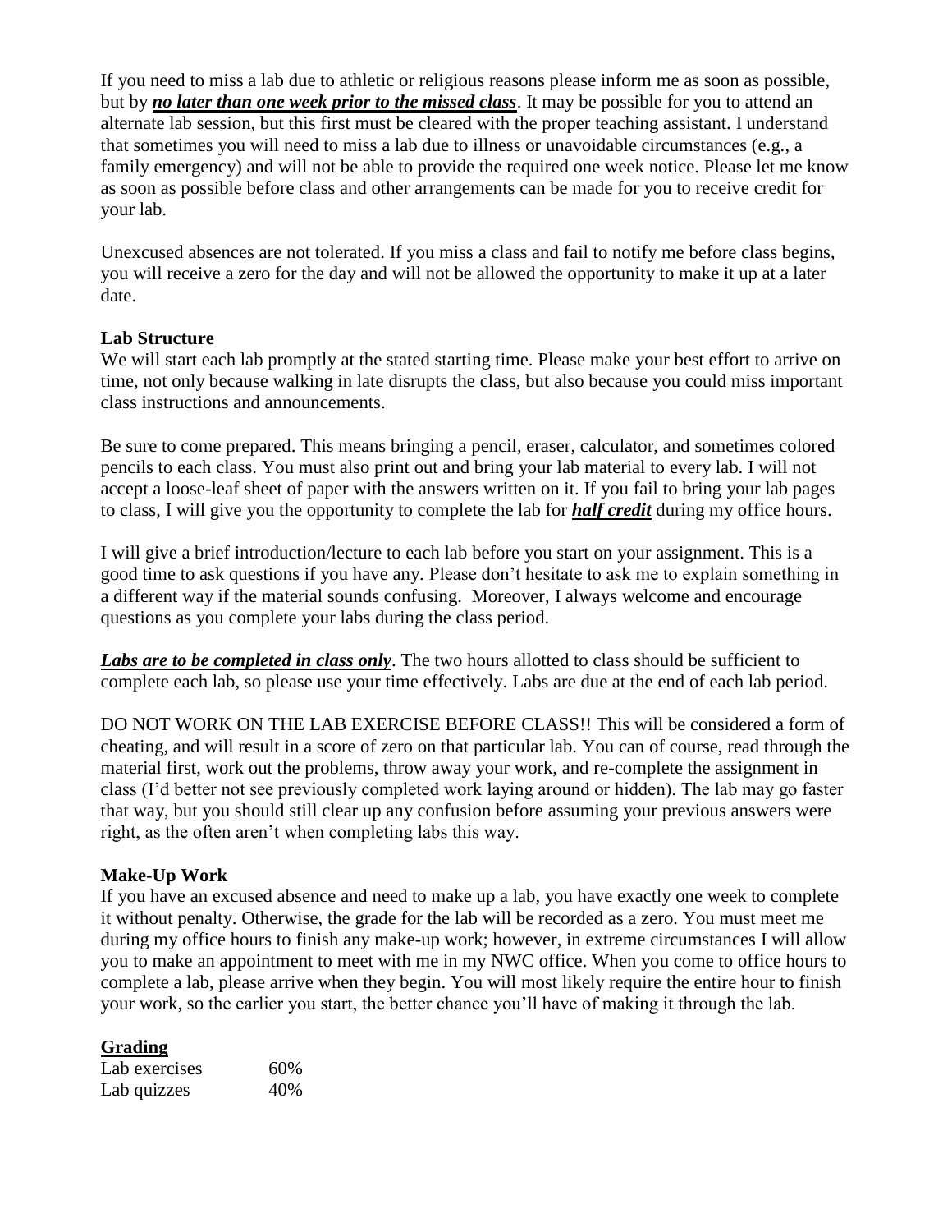If you need to miss a lab due to athletic or religious reasons please inform me as soon as possible, but by ***no later than one week prior to the missed class***. It may be possible for you to attend an alternate lab session, but this first must be cleared with the proper teaching assistant. I understand that sometimes you will need to miss a lab due to illness or unavoidable circumstances (e.g., a family emergency) and will not be able to provide the required one week notice. Please let me know as soon as possible before class and other arrangements can be made for you to receive credit for your lab.

Unexcused absences are not tolerated. If you miss a class and fail to notify me before class begins, you will receive a zero for the day and will not be allowed the opportunity to make it up at a later date.

**Lab Structure**

We will start each lab promptly at the stated starting time. Please make your best effort to arrive on time, not only because walking in late disrupts the class, but also because you could miss important class instructions and announcements.

Be sure to come prepared. This means bringing a pencil, eraser, calculator, and sometimes colored pencils to each class. You must also print out and bring your lab material to every lab. I will not accept a loose-leaf sheet of paper with the answers written on it. If you fail to bring your lab pages to class, I will give you the opportunity to complete the lab for ***half credit*** during my office hours.

I will give a brief introduction/lecture to each lab before you start on your assignment. This is a good time to ask questions if you have any. Please don't hesitate to ask me to explain something in a different way if the material sounds confusing. Moreover, I always welcome and encourage questions as you complete your labs during the class period.

***Labs are to be completed in class only***. The two hours allotted to class should be sufficient to complete each lab, so please use your time effectively. Labs are due at the end of each lab period.

DO NOT WORK ON THE LAB EXERCISE BEFORE CLASS!! This will be considered a form of cheating, and will result in a score of zero on that particular lab. You can of course, read through the material first, work out the problems, throw away your work, and re-complete the assignment in class (I'd better not see previously completed work laying around or hidden). The lab may go faster that way, but you should still clear up any confusion before assuming your previous answers were right, as the often aren't when completing labs this way.

**Make-Up Work**

If you have an excused absence and need to make up a lab, you have exactly one week to complete it without penalty. Otherwise, the grade for the lab will be recorded as a zero. You must meet me during my office hours to finish any make-up work; however, in extreme circumstances I will allow you to make an appointment to meet with me in my NWC office. When you come to office hours to complete a lab, please arrive when they begin. You will most likely require the entire hour to finish your work, so the earlier you start, the better chance you'll have of making it through the lab.

**Grading**

| | |
|---|---|
| Lab exercises | 60% |
| Lab quizzes | 40% |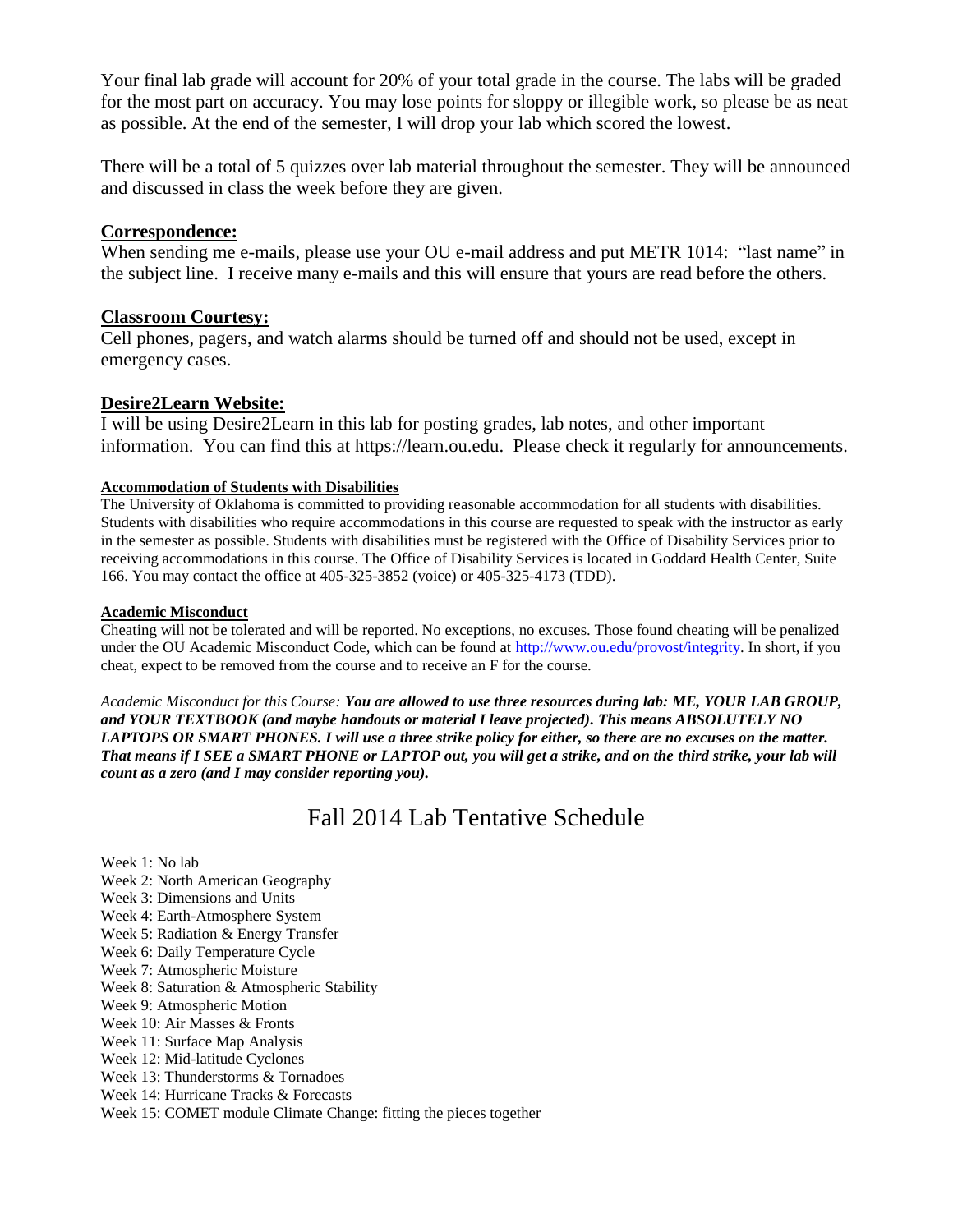Your final lab grade will account for 20% of your total grade in the course. The labs will be graded for the most part on accuracy. You may lose points for sloppy or illegible work, so please be as neat as possible. At the end of the semester, I will drop your lab which scored the lowest.

There will be a total of 5 quizzes over lab material throughout the semester. They will be announced and discussed in class the week before they are given.

## Correspondence:

When sending me e-mails, please use your OU e-mail address and put METR 1014: "last name" in the subject line. I receive many e-mails and this will ensure that yours are read before the others.

## Classroom Courtesy:

Cell phones, pagers, and watch alarms should be turned off and should not be used, except in emergency cases.

## Desire2Learn Website:

I will be using Desire2Learn in this lab for posting grades, lab notes, and other important information. You can find this at https://learn.ou.edu. Please check it regularly for announcements.

### Accommodation of Students with Disabilities

The University of Oklahoma is committed to providing reasonable accommodation for all students with disabilities. Students with disabilities who require accommodations in this course are requested to speak with the instructor as early in the semester as possible. Students with disabilities must be registered with the Office of Disability Services prior to receiving accommodations in this course. The Office of Disability Services is located in Goddard Health Center, Suite 166. You may contact the office at 405-325-3852 (voice) or 405-325-4173 (TDD).

### Academic Misconduct

Cheating will not be tolerated and will be reported. No exceptions, no excuses. Those found cheating will be penalized under the OU Academic Misconduct Code, which can be found at http://www.ou.edu/provost/integrity. In short, if you cheat, expect to be removed from the course and to receive an F for the course.

*Academic Misconduct for this Course:* ***You are allowed to use three resources during lab: ME, YOUR LAB GROUP, and YOUR TEXTBOOK (and maybe handouts or material I leave projected). This means ABSOLUTELY NO LAPTOPS OR SMART PHONES. I will use a three strike policy for either, so there are no excuses on the matter. That means if I SEE a SMART PHONE or LAPTOP out, you will get a strike, and on the third strike, your lab will count as a zero (and I may consider reporting you).***

# Fall 2014 Lab Tentative Schedule

Week 1: No lab
Week 2: North American Geography
Week 3: Dimensions and Units
Week 4: Earth-Atmosphere System
Week 5: Radiation & Energy Transfer
Week 6: Daily Temperature Cycle
Week 7: Atmospheric Moisture
Week 8: Saturation & Atmospheric Stability
Week 9: Atmospheric Motion
Week 10: Air Masses & Fronts
Week 11: Surface Map Analysis
Week 12: Mid-latitude Cyclones
Week 13: Thunderstorms & Tornadoes
Week 14: Hurricane Tracks & Forecasts
Week 15: COMET module Climate Change: fitting the pieces together